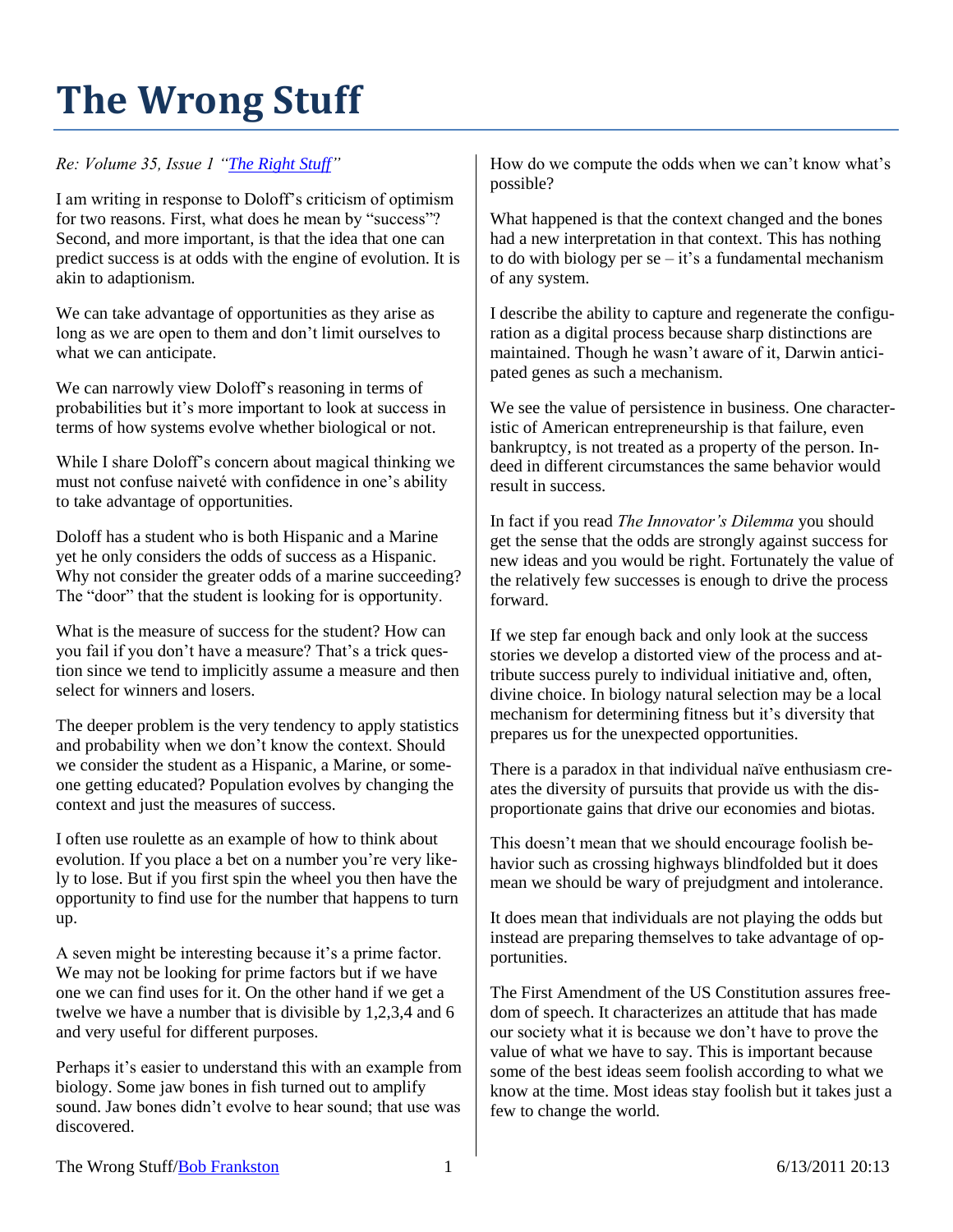# The Wrong Stuff

*Re: Volume 35, Issue 1 "The Right Stuff"*

I am writing in response to Doloff's criticism of optimism for two reasons. First, what does he mean by "success"? Second, and more important, is that the idea that one can predict success is at odds with the engine of evolution. It is akin to adaptionism.

We can take advantage of opportunities as they arise as long as we are open to them and don't limit ourselves to what we can anticipate.

We can narrowly view Doloff's reasoning in terms of probabilities but it's more important to look at success in terms of how systems evolve whether biological or not.

While I share Doloff's concern about magical thinking we must not confuse naiveté with confidence in one's ability to take advantage of opportunities.

Doloff has a student who is both Hispanic and a Marine yet he only considers the odds of success as a Hispanic. Why not consider the greater odds of a marine succeeding? The "door" that the student is looking for is opportunity.

What is the measure of success for the student? How can you fail if you don't have a measure? That's a trick question since we tend to implicitly assume a measure and then select for winners and losers.

The deeper problem is the very tendency to apply statistics and probability when we don't know the context. Should we consider the student as a Hispanic, a Marine, or someone getting educated? Population evolves by changing the context and just the measures of success.

I often use roulette as an example of how to think about evolution. If you place a bet on a number you're very likely to lose. But if you first spin the wheel you then have the opportunity to find use for the number that happens to turn up.

A seven might be interesting because it's a prime factor. We may not be looking for prime factors but if we have one we can find uses for it. On the other hand if we get a twelve we have a number that is divisible by 1,2,3,4 and 6 and very useful for different purposes.

Perhaps it's easier to understand this with an example from biology. Some jaw bones in fish turned out to amplify sound. Jaw bones didn't evolve to hear sound; that use was discovered.

How do we compute the odds when we can't know what's possible?

What happened is that the context changed and the bones had a new interpretation in that context. This has nothing to do with biology per se – it's a fundamental mechanism of any system.

I describe the ability to capture and regenerate the configuration as a digital process because sharp distinctions are maintained. Though he wasn't aware of it, Darwin anticipated genes as such a mechanism.

We see the value of persistence in business. One characteristic of American entrepreneurship is that failure, even bankruptcy, is not treated as a property of the person. Indeed in different circumstances the same behavior would result in success.

In fact if you read *The Innovator's Dilemma* you should get the sense that the odds are strongly against success for new ideas and you would be right. Fortunately the value of the relatively few successes is enough to drive the process forward.

If we step far enough back and only look at the success stories we develop a distorted view of the process and attribute success purely to individual initiative and, often, divine choice. In biology natural selection may be a local mechanism for determining fitness but it's diversity that prepares us for the unexpected opportunities.

There is a paradox in that individual naïve enthusiasm creates the diversity of pursuits that provide us with the disproportionate gains that drive our economies and biotas.

This doesn't mean that we should encourage foolish behavior such as crossing highways blindfolded but it does mean we should be wary of prejudgment and intolerance.

It does mean that individuals are not playing the odds but instead are preparing themselves to take advantage of opportunities.

The First Amendment of the US Constitution assures freedom of speech. It characterizes an attitude that has made our society what it is because we don't have to prove the value of what we have to say. This is important because some of the best ideas seem foolish according to what we know at the time. Most ideas stay foolish but it takes just a few to change the world.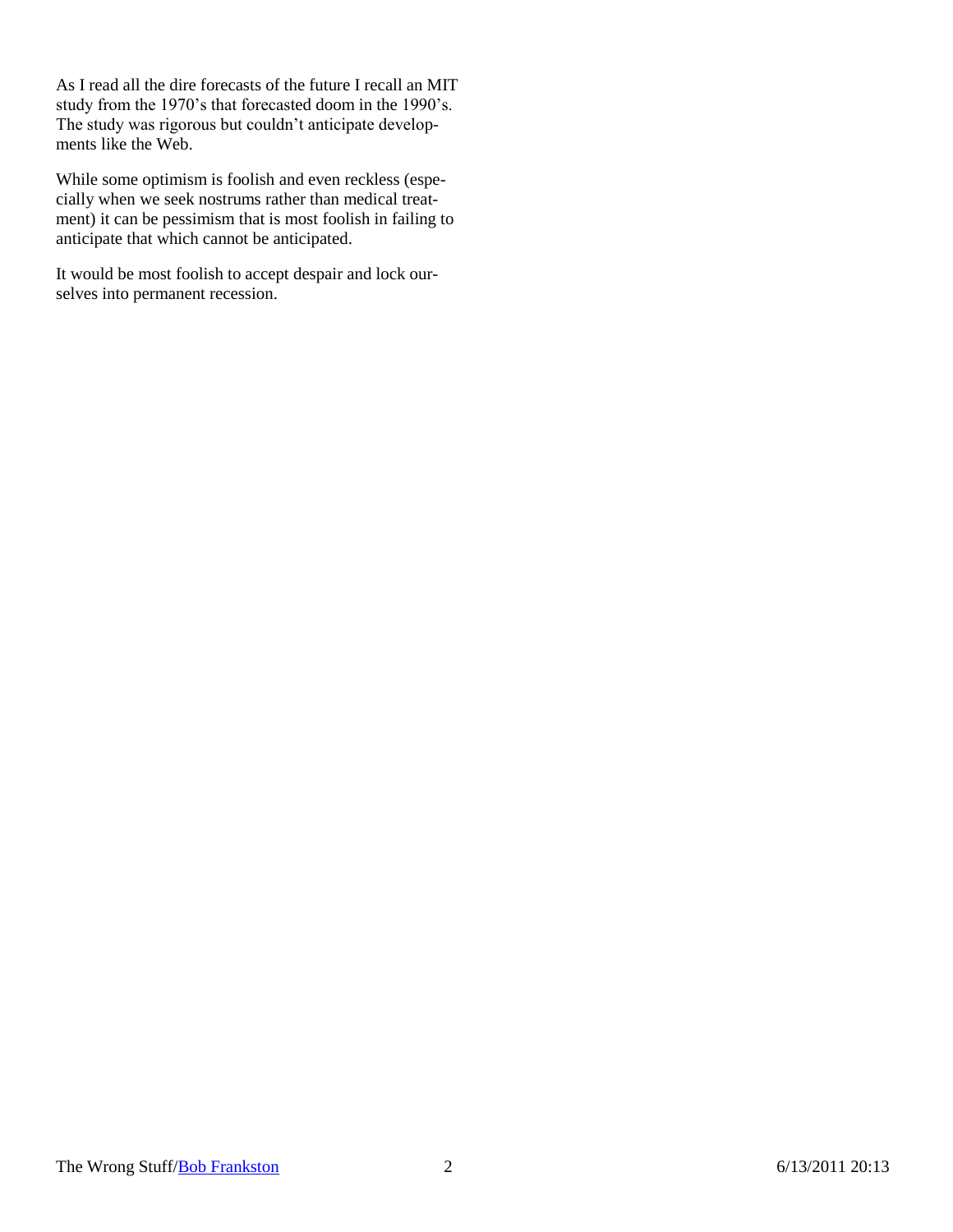As I read all the dire forecasts of the future I recall an MIT study from the 1970's that forecasted doom in the 1990's. The study was rigorous but couldn't anticipate developments like the Web.

While some optimism is foolish and even reckless (especially when we seek nostrums rather than medical treatment) it can be pessimism that is most foolish in failing to anticipate that which cannot be anticipated.

It would be most foolish to accept despair and lock ourselves into permanent recession.